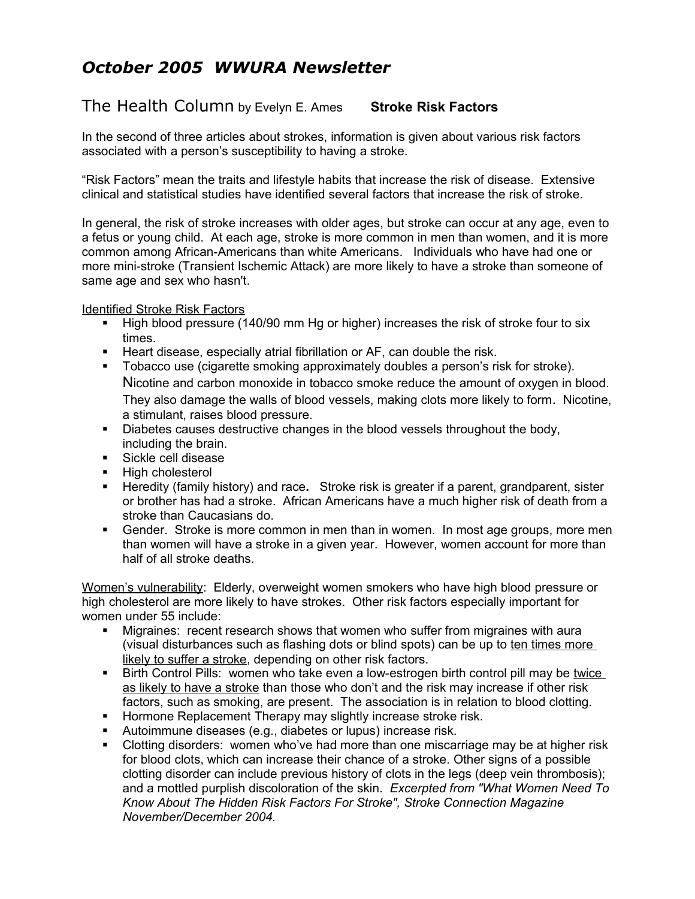# *October 2005 WWURA Newsletter*

## The Health Column by Evelyn E. Ames **Stroke Risk Factors**

In the second of three articles about strokes, information is given about various risk factors associated with a person's susceptibility to having a stroke.

"Risk Factors" mean the traits and lifestyle habits that increase the risk of disease. Extensive clinical and statistical studies have identified several factors that increase the risk of stroke.

In general, the risk of stroke increases with older ages, but stroke can occur at any age, even to a fetus or young child. At each age, stroke is more common in men than women, and it is more common among African-Americans than white Americans. Individuals who have had one or more mini-stroke (Transient Ischemic Attack) are more likely to have a stroke than someone of same age and sex who hasn't.

<u>Identified Stroke Risk Factors</u>

- High blood pressure (140/90 mm Hg or higher) increases the risk of stroke four to six times.
- Heart disease, especially atrial fibrillation or AF, can double the risk.
- Tobacco use (cigarette smoking approximately doubles a person's risk for stroke). Nicotine and carbon monoxide in tobacco smoke reduce the amount of oxygen in blood. They also damage the walls of blood vessels, making clots more likely to form. Nicotine, a stimulant, raises blood pressure.
- Diabetes causes destructive changes in the blood vessels throughout the body, including the brain.
- Sickle cell disease
- High cholesterol
- Heredity (family history) and race**.** Stroke risk is greater if a parent, grandparent, sister or brother has had a stroke. African Americans have a much higher risk of death from a stroke than Caucasians do.
- Gender. Stroke is more common in men than in women. In most age groups, more men than women will have a stroke in a given year. However, women account for more than half of all stroke deaths.

<u>Women's vulnerability</u>: Elderly, overweight women smokers who have high blood pressure or high cholesterol are more likely to have strokes. Other risk factors especially important for women under 55 include:

- Migraines: recent research shows that women who suffer from migraines with aura (visual disturbances such as flashing dots or blind spots) can be up to <u>ten times more likely to suffer a stroke</u>, depending on other risk factors.
- Birth Control Pills: women who take even a low-estrogen birth control pill may be <u>twice as likely to have a stroke</u> than those who don't and the risk may increase if other risk factors, such as smoking, are present. The association is in relation to blood clotting.
- Hormone Replacement Therapy may slightly increase stroke risk.
- Autoimmune diseases (e.g., diabetes or lupus) increase risk.
- Clotting disorders: women who've had more than one miscarriage may be at higher risk for blood clots, which can increase their chance of a stroke. Other signs of a possible clotting disorder can include previous history of clots in the legs (deep vein thrombosis); and a mottled purplish discoloration of the skin. *Excerpted from "What Women Need To Know About The Hidden Risk Factors For Stroke", Stroke Connection Magazine November/December 2004.*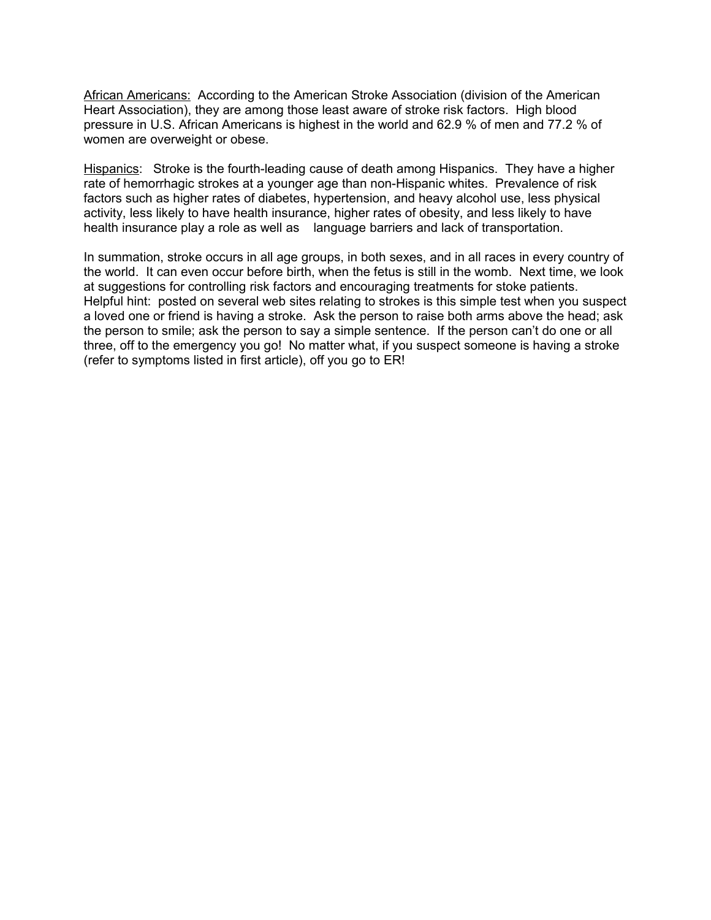African Americans: According to the American Stroke Association (division of the American Heart Association), they are among those least aware of stroke risk factors. High blood pressure in U.S. African Americans is highest in the world and 62.9 % of men and 77.2 % of women are overweight or obese.

Hispanics: Stroke is the fourth-leading cause of death among Hispanics. They have a higher rate of hemorrhagic strokes at a younger age than non-Hispanic whites. Prevalence of risk factors such as higher rates of diabetes, hypertension, and heavy alcohol use, less physical activity, less likely to have health insurance, higher rates of obesity, and less likely to have health insurance play a role as well as language barriers and lack of transportation.

In summation, stroke occurs in all age groups, in both sexes, and in all races in every country of the world. It can even occur before birth, when the fetus is still in the womb. Next time, we look at suggestions for controlling risk factors and encouraging treatments for stoke patients. Helpful hint: posted on several web sites relating to strokes is this simple test when you suspect a loved one or friend is having a stroke. Ask the person to raise both arms above the head; ask the person to smile; ask the person to say a simple sentence. If the person can't do one or all three, off to the emergency you go! No matter what, if you suspect someone is having a stroke (refer to symptoms listed in first article), off you go to ER!